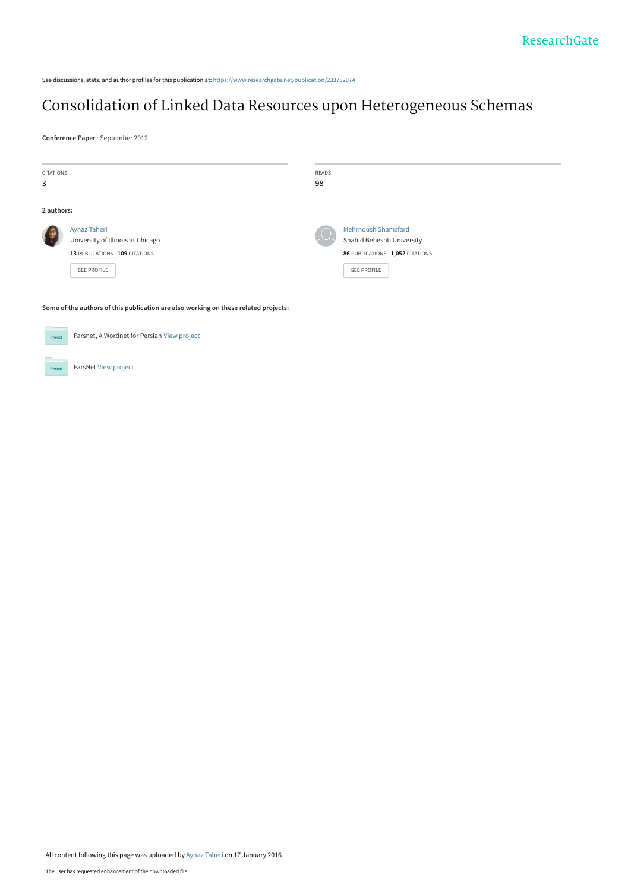See discussions, stats, and author profiles for this publication at: https://www.researchgate.net/publication/233752074

# Consolidation of Linked Data Resources upon Heterogeneous Schemas

**Conference Paper** · September 2012

CITATIONS
3

READS
98

**2 authors:**

Aynaz Taheri
University of Illinois at Chicago
**13** PUBLICATIONS **109** CITATIONS
SEE PROFILE

Mehrnoush Shamsfard
Shahid Beheshti University
**86** PUBLICATIONS **1,052** CITATIONS
SEE PROFILE

**Some of the authors of this publication are also working on these related projects:**

Farsnet, A Wordnet for Persian View project

FarsNet View project

All content following this page was uploaded by Aynaz Taheri on 17 January 2016.

The user has requested enhancement of the downloaded file.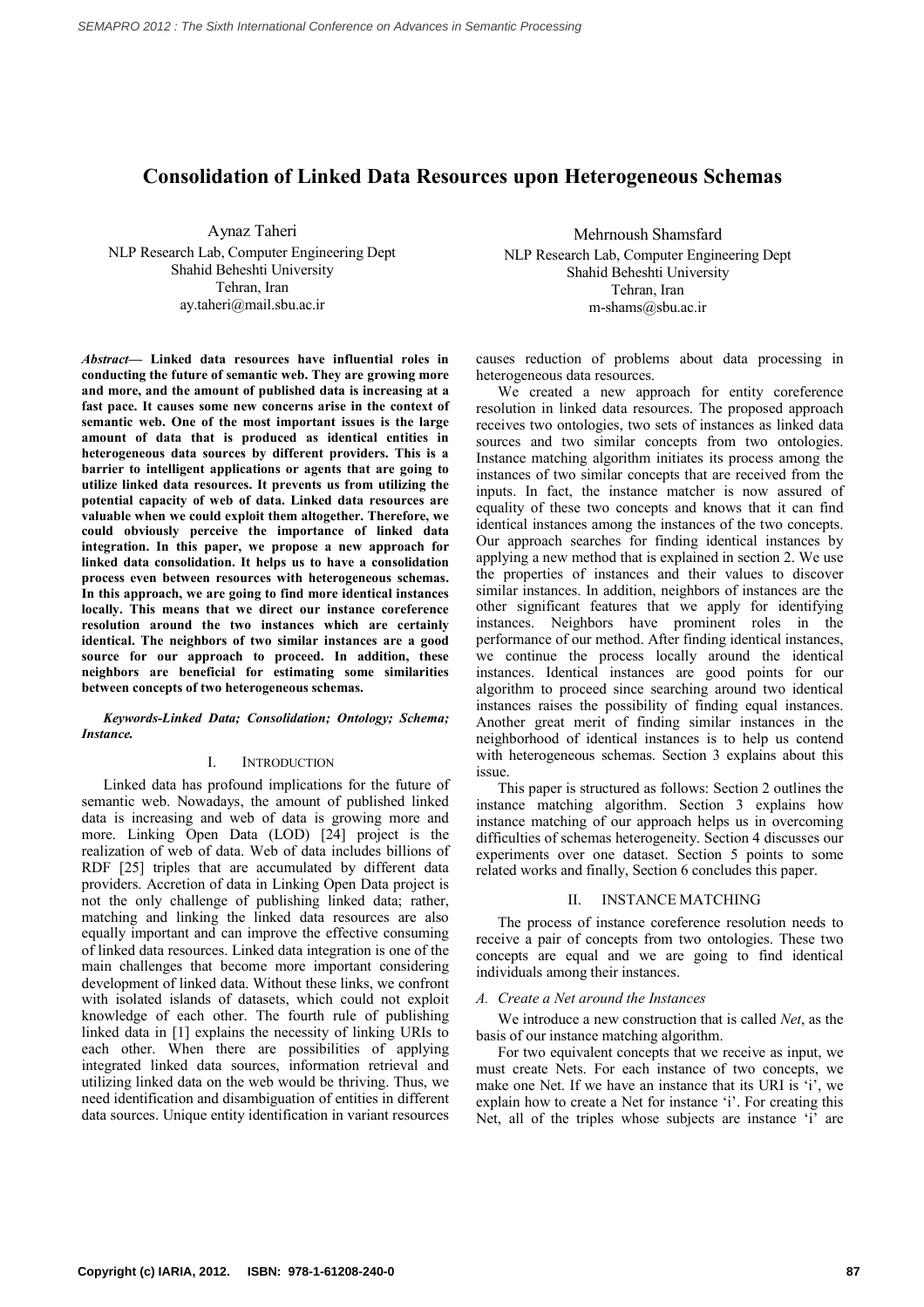# Consolidation of Linked Data Resources upon Heterogeneous Schemas

Aynaz Taheri
NLP Research Lab, Computer Engineering Dept
Shahid Beheshti University
Tehran, Iran
ay.taheri@mail.sbu.ac.ir

Mehrnoush Shamsfard
NLP Research Lab, Computer Engineering Dept
Shahid Beheshti University
Tehran, Iran
m-shams@sbu.ac.ir

***Abstract*— Linked data resources have influential roles in conducting the future of semantic web. They are growing more and more, and the amount of published data is increasing at a fast pace. It causes some new concerns arise in the context of semantic web. One of the most important issues is the large amount of data that is produced as identical entities in heterogeneous data sources by different providers. This is a barrier to intelligent applications or agents that are going to utilize linked data resources. It prevents us from utilizing the potential capacity of web of data. Linked data resources are valuable when we could exploit them altogether. Therefore, we could obviously perceive the importance of linked data integration. In this paper, we propose a new approach for linked data consolidation. It helps us to have a consolidation process even between resources with heterogeneous schemas. In this approach, we are going to find more identical instances locally. This means that we direct our instance coreference resolution around the two instances which are certainly identical. The neighbors of two similar instances are a good source for our approach to proceed. In addition, these neighbors are beneficial for estimating some similarities between concepts of two heterogeneous schemas.**

***Keywords-Linked Data; Consolidation; Ontology; Schema; Instance.***

## I. Introduction

Linked data has profound implications for the future of semantic web. Nowadays, the amount of published linked data is increasing and web of data is growing more and more. Linking Open Data (LOD) [24] project is the realization of web of data. Web of data includes billions of RDF [25] triples that are accumulated by different data providers. Accretion of data in Linking Open Data project is not the only challenge of publishing linked data; rather, matching and linking the linked data resources are also equally important and can improve the effective consuming of linked data resources. Linked data integration is one of the main challenges that become more important considering development of linked data. Without these links, we confront with isolated islands of datasets, which could not exploit knowledge of each other. The fourth rule of publishing linked data in [1] explains the necessity of linking URIs to each other. When there are possibilities of applying integrated linked data sources, information retrieval and utilizing linked data on the web would be thriving. Thus, we need identification and disambiguation of entities in different data sources. Unique entity identification in variant resources causes reduction of problems about data processing in heterogeneous data resources.

We created a new approach for entity coreference resolution in linked data resources. The proposed approach receives two ontologies, two sets of instances as linked data sources and two similar concepts from two ontologies. Instance matching algorithm initiates its process among the instances of two similar concepts that are received from the inputs. In fact, the instance matcher is now assured of equality of these two concepts and knows that it can find identical instances among the instances of the two concepts. Our approach searches for finding identical instances by applying a new method that is explained in section 2. We use the properties of instances and their values to discover similar instances. In addition, neighbors of instances are the other significant features that we apply for identifying instances. Neighbors have prominent roles in the performance of our method. After finding identical instances, we continue the process locally around the identical instances. Identical instances are good points for our algorithm to proceed since searching around two identical instances raises the possibility of finding equal instances. Another great merit of finding similar instances in the neighborhood of identical instances is to help us contend with heterogeneous schemas. Section 3 explains about this issue.

This paper is structured as follows: Section 2 outlines the instance matching algorithm. Section 3 explains how instance matching of our approach helps us in overcoming difficulties of schemas heterogeneity. Section 4 discusses our experiments over one dataset. Section 5 points to some related works and finally, Section 6 concludes this paper.

## II. Instance Matching

The process of instance coreference resolution needs to receive a pair of concepts from two ontologies. These two concepts are equal and we are going to find identical individuals among their instances.

### *A. Create a Net around the Instances*

We introduce a new construction that is called *Net*, as the basis of our instance matching algorithm.

For two equivalent concepts that we receive as input, we must create Nets. For each instance of two concepts, we make one Net. If we have an instance that its URI is 'i', we explain how to create a Net for instance 'i'. For creating this Net, all of the triples whose subjects are instance 'i' are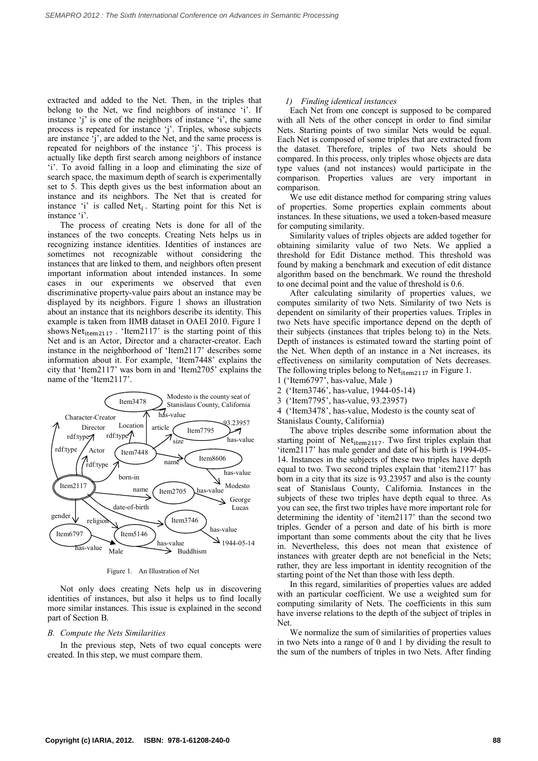extracted and added to the Net. Then, in the triples that belong to the Net, we find neighbors of instance 'i'. If instance 'j' is one of the neighbors of instance 'i', the same process is repeated for instance 'j'. Triples, whose subjects are instance 'j', are added to the Net, and the same process is repeated for neighbors of the instance 'j'. This process is actually like depth first search among neighbors of instance 'i'. To avoid falling in a loop and eliminating the size of search space, the maximum depth of search is experimentally set to 5. This depth gives us the best information about an instance and its neighbors. The Net that is created for instance 'i' is called $\mathrm{Net}_i$. Starting point for this Net is instance 'i'.

The process of creating Nets is done for all of the instances of the two concepts. Creating Nets helps us in recognizing instance identities. Identities of instances are sometimes not recognizable without considering the instances that are linked to them, and neighbors often present important information about intended instances. In some cases in our experiments we observed that even discriminative property-value pairs about an instance may be displayed by its neighbors. Figure 1 shows an illustration about an instance that its neighbors describe its identity. This example is taken from IIMB dataset in OAEI 2010. Figure 1 shows $\mathrm{Net}_{\mathrm{item2117}}$ . 'Item2117' is the starting point of this Net and is an Actor, Director and a character-creator. Each instance in the neighborhood of 'Item2117' describes some information about it. For example, 'Item7448' explains the city that 'Item2117' was born in and 'Item2705' explains the name of the 'Item2117'.

Figure 1. An Illustration of Net

Not only does creating Nets help us in discovering identities of instances, but also it helps us to find locally more similar instances. This issue is explained in the second part of Section B.

### *B. Compute the Nets Similarities*

In the previous step, Nets of two equal concepts were created. In this step, we must compare them.

#### *1) Finding identical instances*

Each Net from one concept is supposed to be compared with all Nets of the other concept in order to find similar Nets. Starting points of two similar Nets would be equal. Each Net is composed of some triples that are extracted from the dataset. Therefore, triples of two Nets should be compared. In this process, only triples whose objects are data type values (and not instances) would participate in the comparison. Properties values are very important in comparison.

We use edit distance method for comparing string values of properties. Some properties explain comments about instances. In these situations, we used a token-based measure for computing similarity.

Similarity values of triples objects are added together for obtaining similarity value of two Nets. We applied a threshold for Edit Distance method. This threshold was found by making a benchmark and execution of edit distance algorithm based on the benchmark. We round the threshold to one decimal point and the value of threshold is 0.6.

After calculating similarity of properties values, we computes similarity of two Nets. Similarity of two Nets is dependent on similarity of their properties values. Triples in two Nets have specific importance depend on the depth of their subjects (instances that triples belong to) in the Nets. Depth of instances is estimated toward the starting point of the Net. When depth of an instance in a Net increases, its effectiveness on similarity computation of Nets decreases. The following triples belong to $\mathrm{Net}_{\mathrm{item2117}}$ in Figure 1.

1 ('Item6797', has-value, Male )
2 ('Item3746', has-value, 1944-05-14)
3 ('Item7795', has-value, 93.23957)
4 ('Item3478', has-value, Modesto is the county seat of Stanislaus County, California)

The above triples describe some information about the starting point of $\mathrm{Net}_{\mathrm{item2117}}$. Two first triples explain that 'item2117' has male gender and date of his birth is 1994-05-14. Instances in the subjects of these two triples have depth equal to two. Two second triples explain that 'item2117' has born in a city that its size is 93.23957 and also is the county seat of Stanislaus County, California. Instances in the subjects of these two triples have depth equal to three. As you can see, the first two triples have more important role for determining the identity of 'item2117' than the second two triples. Gender of a person and date of his birth is more important than some comments about the city that he lives in. Nevertheless, this does not mean that existence of instances with greater depth are not beneficial in the Nets; rather, they are less important in identity recognition of the starting point of the Net than those with less depth.

In this regard, similarities of properties values are added with an particular coefficient. We use a weighted sum for computing similarity of Nets. The coefficients in this sum have inverse relations to the depth of the subject of triples in Net.

We normalize the sum of similarities of properties values in two Nets into a range of 0 and 1 by dividing the result to the sum of the numbers of triples in two Nets. After finding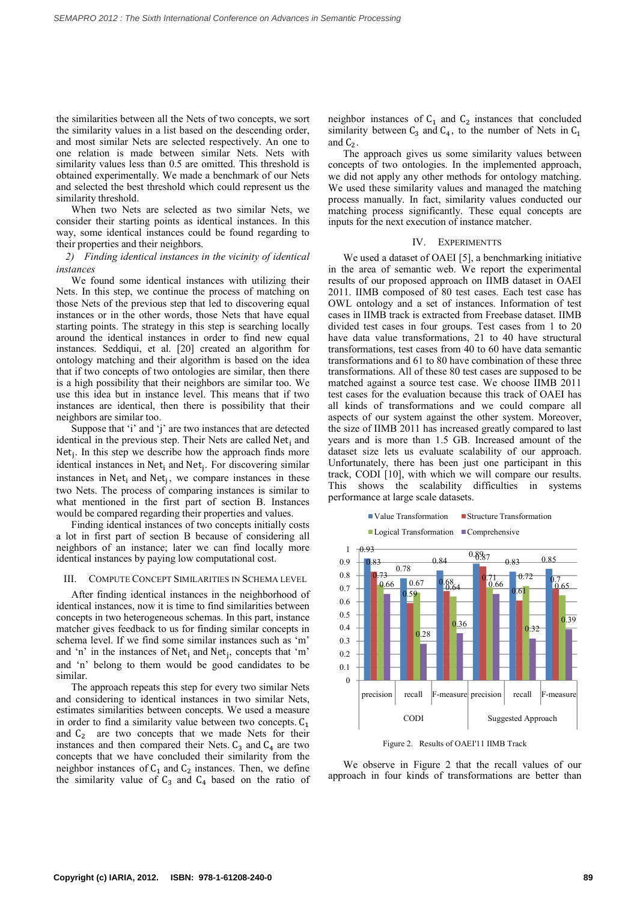the similarities between all the Nets of two concepts, we sort the similarity values in a list based on the descending order, and most similar Nets are selected respectively. An one to one relation is made between similar Nets. Nets with similarity values less than 0.5 are omitted. This threshold is obtained experimentally. We made a benchmark of our Nets and selected the best threshold which could represent us the similarity threshold.

When two Nets are selected as two similar Nets, we consider their starting points as identical instances. In this way, some identical instances could be found regarding to their properties and their neighbors.

*2) Finding identical instances in the vicinity of identical instances*

We found some identical instances with utilizing their Nets. In this step, we continue the process of matching on those Nets of the previous step that led to discovering equal instances or in the other words, those Nets that have equal starting points. The strategy in this step is searching locally around the identical instances in order to find new equal instances. Seddiqui, et al. [20] created an algorithm for ontology matching and their algorithm is based on the idea that if two concepts of two ontologies are similar, then there is a high possibility that their neighbors are similar too. We use this idea but in instance level. This means that if two instances are identical, then there is possibility that their neighbors are similar too.

Suppose that 'i' and 'j' are two instances that are detected identical in the previous step. Their Nets are called $\mathrm{Net_i}$ and $\mathrm{Net_j}$. In this step we describe how the approach finds more identical instances in $\mathrm{Net_i}$ and $\mathrm{Net_j}$. For discovering similar instances in $\mathrm{Net_i}$ and $\mathrm{Net_j}$, we compare instances in these two Nets. The process of comparing instances is similar to what mentioned in the first part of section B. Instances would be compared regarding their properties and values.

Finding identical instances of two concepts initially costs a lot in first part of section B because of considering all neighbors of an instance; later we can find locally more identical instances by paying low computational cost.

## III. Compute Concept Similarities in Schema Level

After finding identical instances in the neighborhood of identical instances, now it is time to find similarities between concepts in two heterogeneous schemas. In this part, instance matcher gives feedback to us for finding similar concepts in schema level. If we find some similar instances such as 'm' and 'n' in the instances of $\mathrm{Net_i}$ and $\mathrm{Net_j}$, concepts that 'm' and 'n' belong to them would be good candidates to be similar.

The approach repeats this step for every two similar Nets and considering to identical instances in two similar Nets, estimates similarities between concepts. We used a measure in order to find a similarity value between two concepts. $\mathrm{C_1}$ and $\mathrm{C_2}$ are two concepts that we made Nets for their instances and then compared their Nets. $\mathrm{C_3}$ and $\mathrm{C_4}$ are two concepts that we have concluded their similarity from the neighbor instances of $\mathrm{C_1}$ and $\mathrm{C_2}$ instances. Then, we define the similarity value of $\mathrm{C_3}$ and $\mathrm{C_4}$ based on the ratio of neighbor instances of $\mathrm{C_1}$ and $\mathrm{C_2}$ instances that concluded similarity between $\mathrm{C_3}$ and $\mathrm{C_4}$, to the number of Nets in $\mathrm{C_1}$ and $\mathrm{C_2}$.

The approach gives us some similarity values between concepts of two ontologies. In the implemented approach, we did not apply any other methods for ontology matching. We used these similarity values and managed the matching process manually. In fact, similarity values conducted our matching process significantly. These equal concepts are inputs for the next execution of instance matcher.

## IV. Experiments

We used a dataset of OAEI [5], a benchmarking initiative in the area of semantic web. We report the experimental results of our proposed approach on IIMB dataset in OAEI 2011. IIMB composed of 80 test cases. Each test case has OWL ontology and a set of instances. Information of test cases in IIMB track is extracted from Freebase dataset. IIMB divided test cases in four groups. Test cases from 1 to 20 have data value transformations, 21 to 40 have structural transformations, test cases from 40 to 60 have data semantic transformations and 61 to 80 have combination of these three transformations. All of these 80 test cases are supposed to be matched against a source test case. We choose IIMB 2011 test cases for the evaluation because this track of OAEI has all kinds of transformations and we could compare all aspects of our system against the other system. Moreover, the size of IIMB 2011 has increased greatly compared to last years and is more than 1.5 GB. Increased amount of the dataset size lets us evaluate scalability of our approach. Unfortunately, there has been just one participant in this track, CODI [10], with which we will compare our results. This shows the scalability difficulties in systems performance at large scale datasets.

| | CODI | | | Suggested Approach | | |
|---|---|---|---|---|---|---|
| | precision | recall | F-measure | precision | recall | F-measure |
| Value Transformation | 0.93 | 0.78 | 0.84 | 0.89 | 0.83 | 0.85 |
| Structure Transformation | 0.83 | 0.59 | 0.68 | 0.87 | 0.61 | 0.7 |
| Logical Transformation | 0.73 | 0.67 | 0.64 | 0.71 | 0.72 | 0.65 |
| Comprehensive | 0.66 | 0.28 | 0.36 | 0.66 | 0.32 | 0.39 |

Figure 2. Results of OAEI'11 IIMB Track

We observe in Figure 2 that the recall values of our approach in four kinds of transformations are better than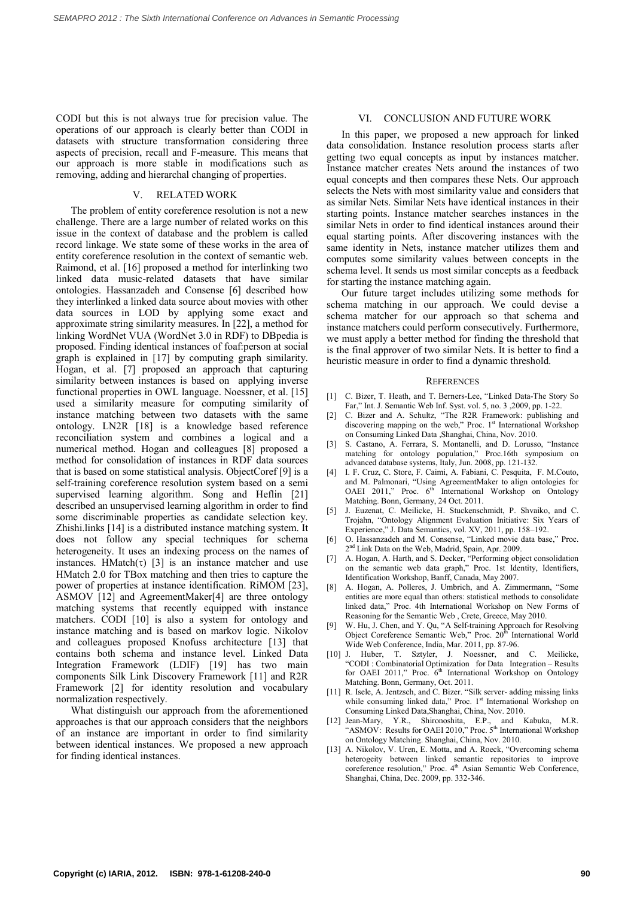CODI but this is not always true for precision value. The operations of our approach is clearly better than CODI in datasets with structure transformation considering three aspects of precision, recall and F-measure. This means that our approach is more stable in modifications such as removing, adding and hierarchal changing of properties.

## V. RELATED WORK

The problem of entity coreference resolution is not a new challenge. There are a large number of related works on this issue in the context of database and the problem is called record linkage. We state some of these works in the area of entity coreference resolution in the context of semantic web. Raimond, et al. [16] proposed a method for interlinking two linked data music-related datasets that have similar ontologies. Hassanzadeh and Consense [6] described how they interlinked a linked data source about movies with other data sources in LOD by applying some exact and approximate string similarity measures. In [22], a method for linking WordNet VUA (WordNet 3.0 in RDF) to DBpedia is proposed. Finding identical instances of foaf:person at social graph is explained in [17] by computing graph similarity. Hogan, et al. [7] proposed an approach that capturing similarity between instances is based on applying inverse functional properties in OWL language. Noessner, et al. [15] used a similarity measure for computing similarity of instance matching between two datasets with the same ontology. LN2R [18] is a knowledge based reference reconciliation system and combines a logical and a numerical method. Hogan and colleagues [8] proposed a method for consolidation of instances in RDF data sources that is based on some statistical analysis. ObjectCoref [9] is a self-training coreference resolution system based on a semi supervised learning algorithm. Song and Heflin [21] described an unsupervised learning algorithm in order to find some discriminable properties as candidate selection key. Zhishi.links [14] is a distributed instance matching system. It does not follow any special techniques for schema heterogeneity. It uses an indexing process on the names of instances. HMatch($\tau$) [3] is an instance matcher and use HMatch 2.0 for TBox matching and then tries to capture the power of properties at instance identification. RiMOM [23], ASMOV [12] and AgreementMaker[4] are three ontology matching systems that recently equipped with instance matchers. CODI [10] is also a system for ontology and instance matching and is based on markov logic. Nikolov and colleagues proposed Knofuss architecture [13] that contains both schema and instance level. Linked Data Integration Framework (LDIF) [19] has two main components Silk Link Discovery Framework [11] and R2R Framework [2] for identity resolution and vocabulary normalization respectively.

What distinguish our approach from the aforementioned approaches is that our approach considers that the neighbors of an instance are important in order to find similarity between identical instances. We proposed a new approach for finding identical instances.

## VI. CONCLUSION AND FUTURE WORK

In this paper, we proposed a new approach for linked data consolidation. Instance resolution process starts after getting two equal concepts as input by instances matcher. Instance matcher creates Nets around the instances of two equal concepts and then compares these Nets. Our approach selects the Nets with most similarity value and considers that as similar Nets. Similar Nets have identical instances in their starting points. Instance matcher searches instances in the similar Nets in order to find identical instances around their equal starting points. After discovering instances with the same identity in Nets, instance matcher utilizes them and computes some similarity values between concepts in the schema level. It sends us most similar concepts as a feedback for starting the instance matching again.

Our future target includes utilizing some methods for schema matching in our approach. We could devise a schema matcher for our approach so that schema and instance matchers could perform consecutively. Furthermore, we must apply a better method for finding the threshold that is the final approver of two similar Nets. It is better to find a heuristic measure in order to find a dynamic threshold.

## REFERENCES

[1] C. Bizer, T. Heath, and T. Berners-Lee, "Linked Data-The Story So Far," Int. J. Semantic Web Inf. Syst. vol. 5, no. 3 ,2009, pp. 1-22.

[2] C. Bizer and A. Schultz, "The R2R Framework: publishing and discovering mapping on the web," Proc. 1st International Workshop on Consuming Linked Data ,Shanghai, China, Nov. 2010.

[3] S. Castano, A. Ferrara, S. Montanelli, and D. Lorusso, "Instance matching for ontology population," Proc.16th symposium on advanced database systems, Italy, Jun. 2008, pp. 121-132.

[4] I. F. Cruz, C. Store, F. Caimi, A. Fabiani, C. Pesquita, F. M.Couto, and M. Palmonari, "Using AgreementMaker to align ontologies for OAEI 2011," Proc. 6th International Workshop on Ontology Matching. Bonn, Germany, 24 Oct. 2011.

[5] J. Euzenat, C. Meilicke, H. Stuckenschmidt, P. Shvaiko, and C. Trojahn, "Ontology Alignment Evaluation Initiative: Six Years of Experience," J. Data Semantics, vol. XV, 2011, pp. 158–192.

[6] O. Hassanzadeh and M. Consense, "Linked movie data base," Proc. 2nd Link Data on the Web, Madrid, Spain, Apr. 2009.

[7] A. Hogan, A. Harth, and S. Decker, "Performing object consolidation on the semantic web data graph," Proc. 1st Identity, Identifiers, Identification Workshop, Banff, Canada, May 2007.

[8] A. Hogan, A. Polleres, J. Umbrich, and A. Zimmermann, "Some entities are more equal than others: statistical methods to consolidate linked data," Proc. 4th International Workshop on New Forms of Reasoning for the Semantic Web , Crete, Greece, May 2010.

[9] W. Hu, J. Chen, and Y. Qu, "A Self-training Approach for Resolving Object Coreference Semantic Web," Proc. 20th International World Wide Web Conference, India, Mar. 2011, pp. 87-96.

[10] J. Huber, T. Sztyler, J. Noessner, and C. Meilicke, "CODI : Combinatorial Optimization for Data Integration – Results for OAEI 2011," Proc. 6th International Workshop on Ontology Matching. Bonn, Germany, Oct. 2011.

[11] R. Isele, A. Jentzsch, and C. Bizer. "Silk server- adding missing links while consuming linked data," Proc. 1st International Workshop on Consuming Linked Data,Shanghai, China, Nov. 2010.

[12] Jean-Mary, Y.R., Shironoshita, E.P., and Kabuka, M.R. "ASMOV: Results for OAEI 2010," Proc. 5th International Workshop on Ontology Matching. Shanghai, China, Nov. 2010.

[13] A. Nikolov, V. Uren, E. Motta, and A. Roeck, "Overcoming schema heterogeity between linked semantic repositories to improve coreference resolution," Proc. 4th Asian Semantic Web Conference, Shanghai, China, Dec. 2009, pp. 332-346.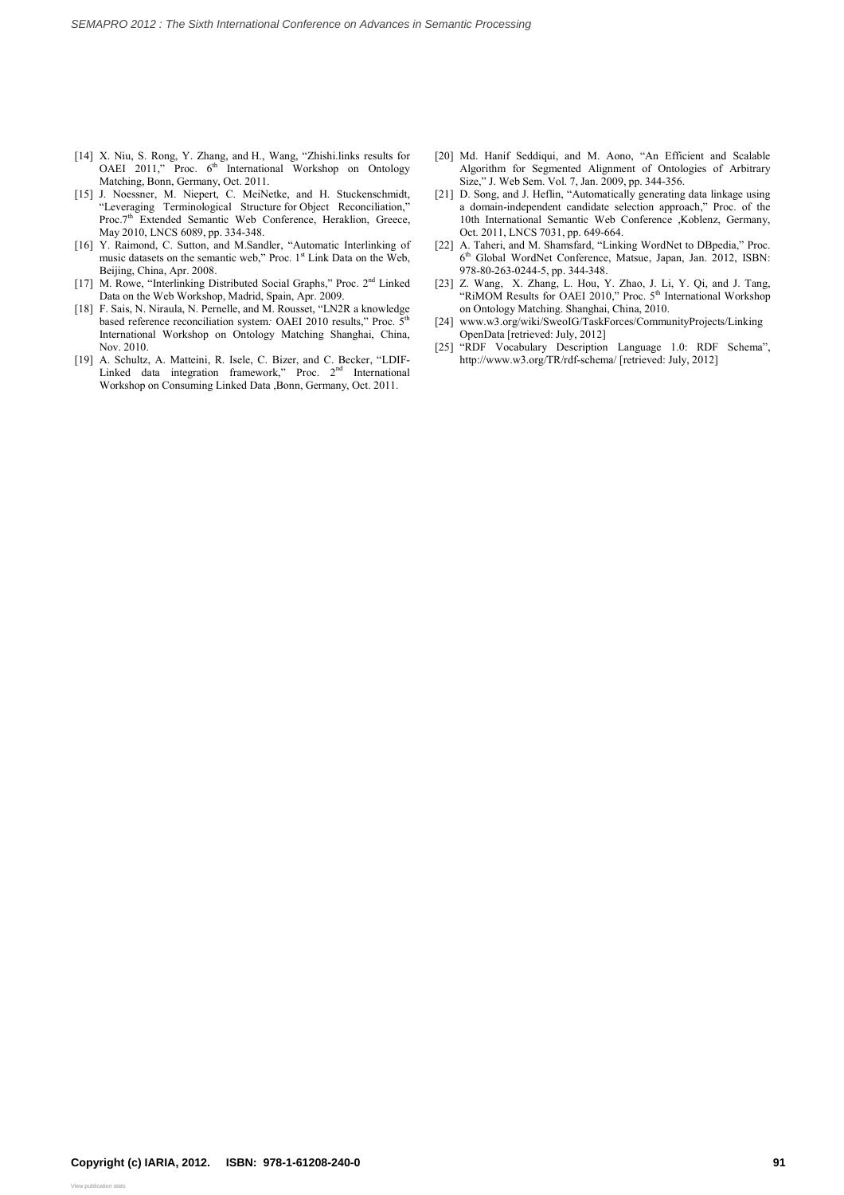[14] X. Niu, S. Rong, Y. Zhang, and H., Wang, "Zhishi.links results for OAEI 2011," Proc. 6th International Workshop on Ontology Matching, Bonn, Germany, Oct. 2011.

[15] J. Noessner, M. Niepert, C. MeiNetke, and H. Stuckenschmidt, "Leveraging Terminological Structure for Object Reconciliation," Proc.7th Extended Semantic Web Conference, Heraklion, Greece, May 2010, LNCS 6089, pp. 334-348.

[16] Y. Raimond, C. Sutton, and M.Sandler, "Automatic Interlinking of music datasets on the semantic web," Proc. 1st Link Data on the Web, Beijing, China, Apr. 2008.

[17] M. Rowe, "Interlinking Distributed Social Graphs," Proc. 2nd Linked Data on the Web Workshop, Madrid, Spain, Apr. 2009.

[18] F. Sais, N. Niraula, N. Pernelle, and M. Rousset, "LN2R a knowledge based reference reconciliation system: OAEI 2010 results," Proc. 5th International Workshop on Ontology Matching Shanghai, China, Nov. 2010.

[19] A. Schultz, A. Matteini, R. Isele, C. Bizer, and C. Becker, "LDIF-Linked data integration framework," Proc. 2nd International Workshop on Consuming Linked Data ,Bonn, Germany, Oct. 2011.

[20] Md. Hanif Seddiqui, and M. Aono, "An Efficient and Scalable Algorithm for Segmented Alignment of Ontologies of Arbitrary Size," J. Web Sem. Vol. 7, Jan. 2009, pp. 344-356.

[21] D. Song, and J. Heflin, "Automatically generating data linkage using a domain-independent candidate selection approach," Proc. of the 10th International Semantic Web Conference ,Koblenz, Germany, Oct. 2011, LNCS 7031, pp. 649-664.

[22] A. Taheri, and M. Shamsfard, "Linking WordNet to DBpedia," Proc. 6th Global WordNet Conference, Matsue, Japan, Jan. 2012, ISBN: 978-80-263-0244-5, pp. 344-348.

[23] Z. Wang, X. Zhang, L. Hou, Y. Zhao, J. Li, Y. Qi, and J. Tang, "RiMOM Results for OAEI 2010," Proc. 5th International Workshop on Ontology Matching. Shanghai, China, 2010.

[24] www.w3.org/wiki/SweoIG/TaskForces/CommunityProjects/LinkingOpenData [retrieved: July, 2012]

[25] "RDF Vocabulary Description Language 1.0: RDF Schema", http://www.w3.org/TR/rdf-schema/ [retrieved: July, 2012]